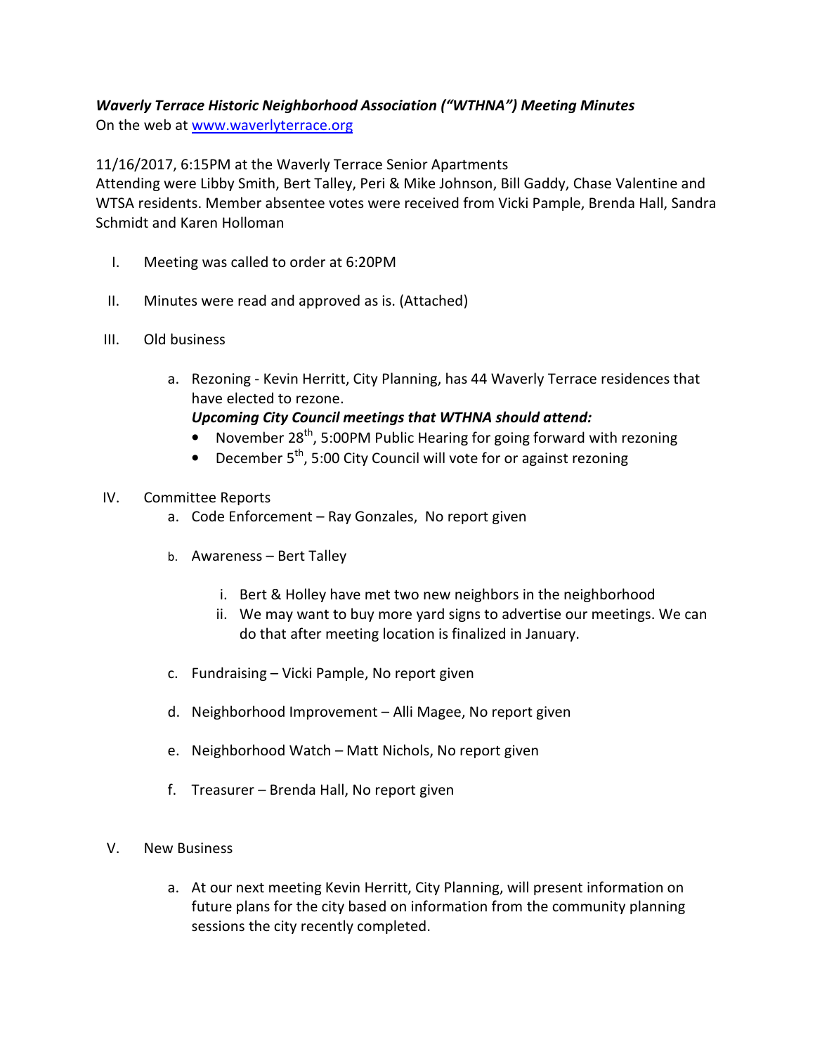***Waverly Terrace Historic Neighborhood Association ("WTHNA") Meeting Minutes***
On the web at [www.waverlyterrace.org](http://www.waverlyterrace.org)

11/16/2017, 6:15PM at the Waverly Terrace Senior Apartments
Attending were Libby Smith, Bert Talley, Peri & Mike Johnson, Bill Gaddy, Chase Valentine and WTSA residents. Member absentee votes were received from Vicki Pample, Brenda Hall, Sandra Schmidt and Karen Holloman

I. Meeting was called to order at 6:20PM

II. Minutes were read and approved as is. (Attached)

III. Old business

   a. Rezoning - Kevin Herritt, City Planning, has 44 Waverly Terrace residences that have elected to rezone.
      ***Upcoming City Council meetings that WTHNA should attend:***
      - November 28th, 5:00PM Public Hearing for going forward with rezoning
      - December 5th, 5:00 City Council will vote for or against rezoning

IV. Committee Reports

   a. Code Enforcement – Ray Gonzales, No report given

   b. Awareness – Bert Talley

      i. Bert & Holley have met two new neighbors in the neighborhood
      ii. We may want to buy more yard signs to advertise our meetings. We can do that after meeting location is finalized in January.

   c. Fundraising – Vicki Pample, No report given

   d. Neighborhood Improvement – Alli Magee, No report given

   e. Neighborhood Watch – Matt Nichols, No report given

   f. Treasurer – Brenda Hall, No report given

V. New Business

   a. At our next meeting Kevin Herritt, City Planning, will present information on future plans for the city based on information from the community planning sessions the city recently completed.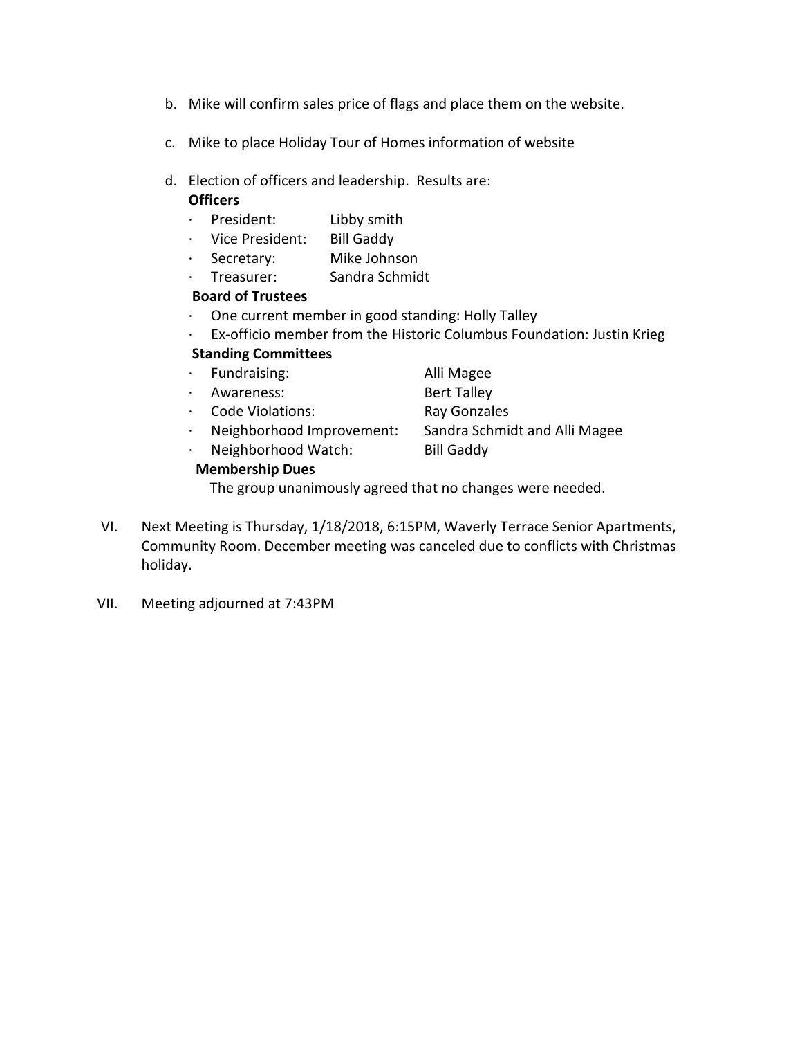b. Mike will confirm sales price of flags and place them on the website.

c. Mike to place Holiday Tour of Homes information of website

d. Election of officers and leadership. Results are:

   **Officers**

   - President: Libby smith
   - Vice President: Bill Gaddy
   - Secretary: Mike Johnson
   - Treasurer: Sandra Schmidt

   **Board of Trustees**

   - One current member in good standing: Holly Talley
   - Ex-officio member from the Historic Columbus Foundation: Justin Krieg

   **Standing Committees**

   - Fundraising: Alli Magee
   - Awareness: Bert Talley
   - Code Violations: Ray Gonzales
   - Neighborhood Improvement: Sandra Schmidt and Alli Magee
   - Neighborhood Watch: Bill Gaddy

   **Membership Dues**

   The group unanimously agreed that no changes were needed.

VI. Next Meeting is Thursday, 1/18/2018, 6:15PM, Waverly Terrace Senior Apartments, Community Room. December meeting was canceled due to conflicts with Christmas holiday.

VII. Meeting adjourned at 7:43PM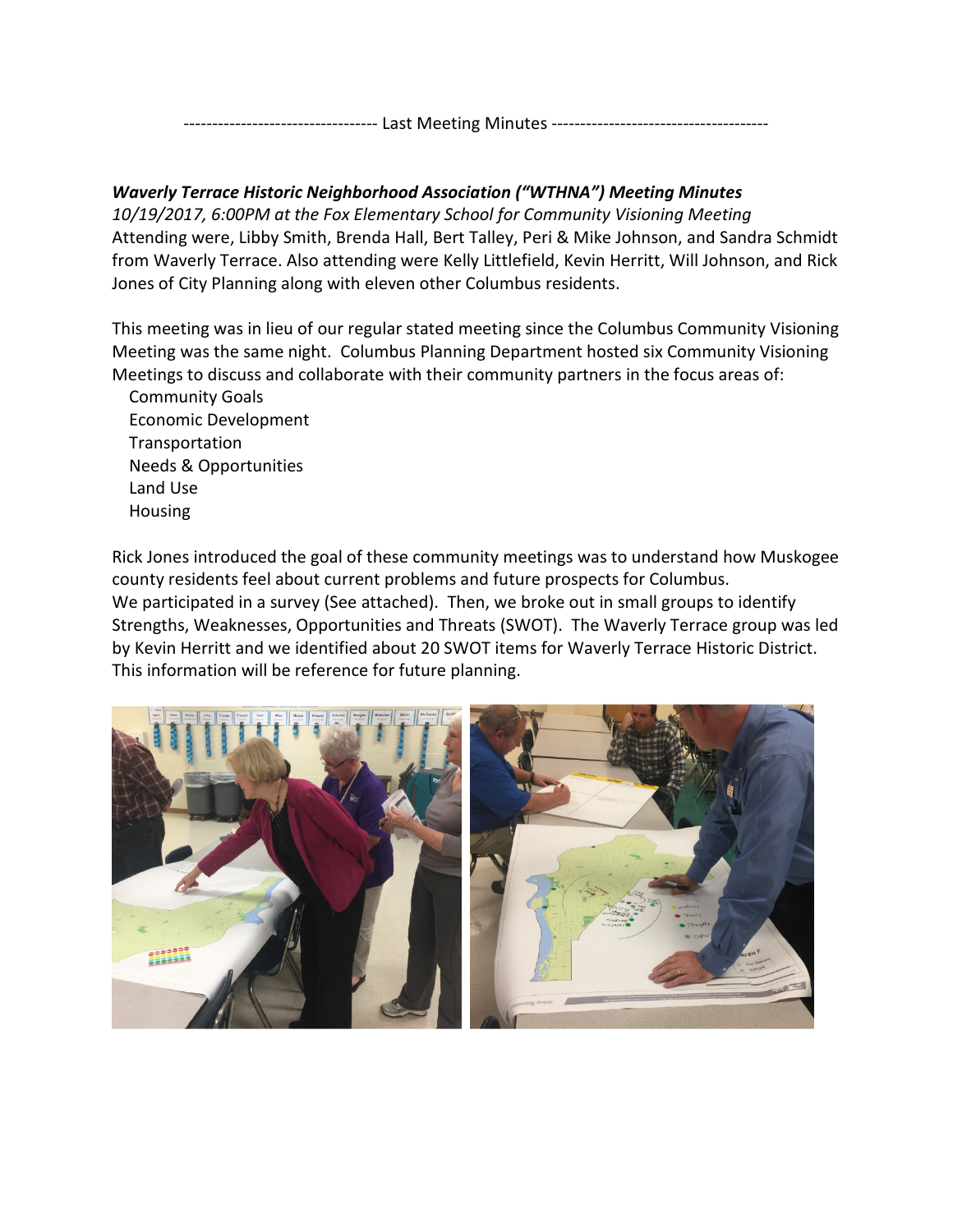---------------------------------- Last Meeting Minutes --------------------------------------

***Waverly Terrace Historic Neighborhood Association ("WTHNA") Meeting Minutes***

*10/19/2017, 6:00PM at the Fox Elementary School for Community Visioning Meeting*

Attending were, Libby Smith, Brenda Hall, Bert Talley, Peri & Mike Johnson, and Sandra Schmidt from Waverly Terrace. Also attending were Kelly Littlefield, Kevin Herritt, Will Johnson, and Rick Jones of City Planning along with eleven other Columbus residents.

This meeting was in lieu of our regular stated meeting since the Columbus Community Visioning Meeting was the same night. Columbus Planning Department hosted six Community Visioning Meetings to discuss and collaborate with their community partners in the focus areas of:

- Community Goals
- Economic Development
- Transportation
- Needs & Opportunities
- Land Use
- Housing

Rick Jones introduced the goal of these community meetings was to understand how Muskogee county residents feel about current problems and future prospects for Columbus.
We participated in a survey (See attached). Then, we broke out in small groups to identify Strengths, Weaknesses, Opportunities and Threats (SWOT). The Waverly Terrace group was led by Kevin Herritt and we identified about 20 SWOT items for Waverly Terrace Historic District. This information will be reference for future planning.